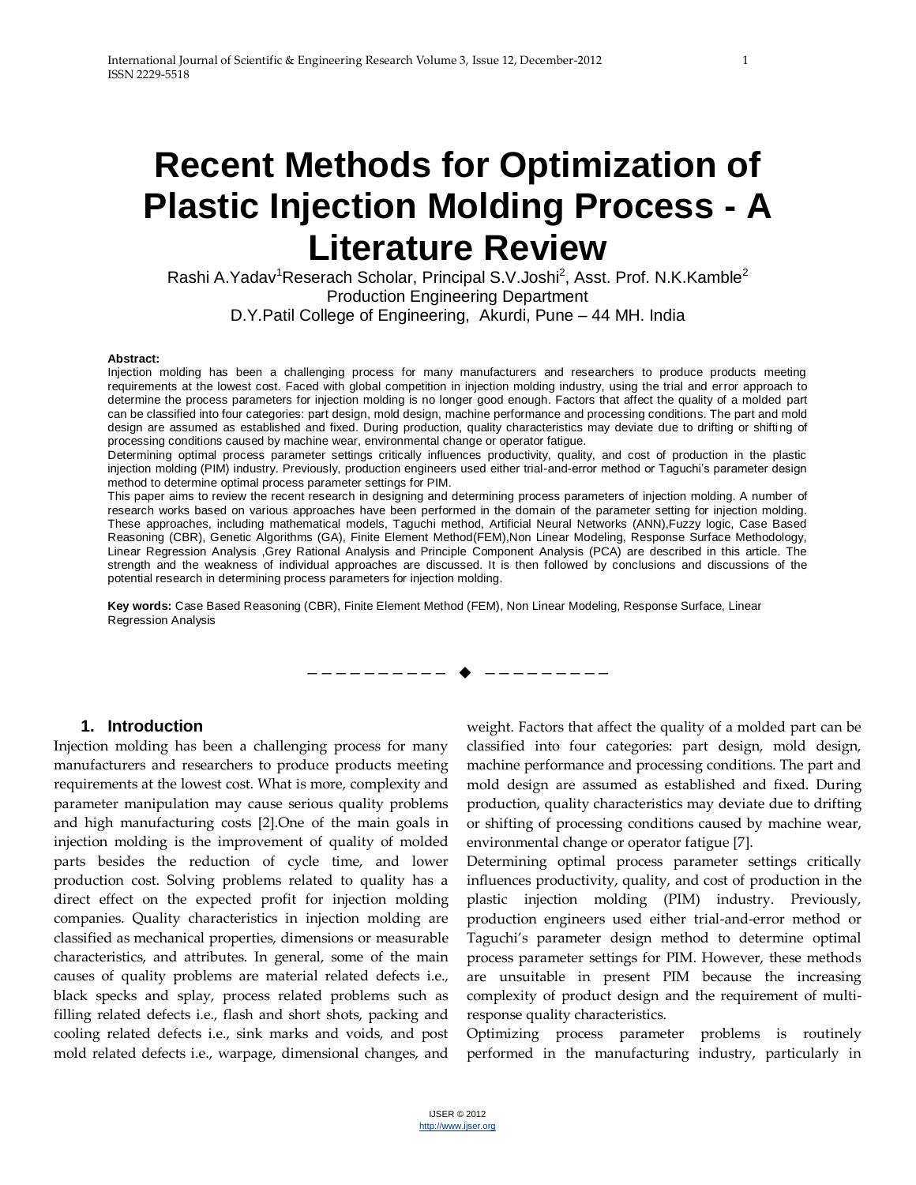# Recent Methods for Optimization of Plastic Injection Molding Process - A Literature Review

Rashi A.Yadav[1]Reserach Scholar, Principal S.V.Joshi[2], Asst. Prof. N.K.Kamble[2]
Production Engineering Department
D.Y.Patil College of Engineering, Akurdi, Pune – 44 MH. India

**Abstract:**
Injection molding has been a challenging process for many manufacturers and researchers to produce products meeting requirements at the lowest cost. Faced with global competition in injection molding industry, using the trial and error approach to determine the process parameters for injection molding is no longer good enough. Factors that affect the quality of a molded part can be classified into four categories: part design, mold design, machine performance and processing conditions. The part and mold design are assumed as established and fixed. During production, quality characteristics may deviate due to drifting or shifting of processing conditions caused by machine wear, environmental change or operator fatigue.
Determining optimal process parameter settings critically influences productivity, quality, and cost of production in the plastic injection molding (PIM) industry. Previously, production engineers used either trial-and-error method or Taguchi's parameter design method to determine optimal process parameter settings for PIM.
This paper aims to review the recent research in designing and determining process parameters of injection molding. A number of research works based on various approaches have been performed in the domain of the parameter setting for injection molding. These approaches, including mathematical models, Taguchi method, Artificial Neural Networks (ANN),Fuzzy logic, Case Based Reasoning (CBR), Genetic Algorithms (GA), Finite Element Method(FEM),Non Linear Modeling, Response Surface Methodology, Linear Regression Analysis ,Grey Rational Analysis and Principle Component Analysis (PCA) are described in this article. The strength and the weakness of individual approaches are discussed. It is then followed by conclusions and discussions of the potential research in determining process parameters for injection molding.

**Key words:** Case Based Reasoning (CBR), Finite Element Method (FEM), Non Linear Modeling, Response Surface, Linear Regression Analysis

---

## 1. Introduction

Injection molding has been a challenging process for many manufacturers and researchers to produce products meeting requirements at the lowest cost. What is more, complexity and parameter manipulation may cause serious quality problems and high manufacturing costs [2].One of the main goals in injection molding is the improvement of quality of molded parts besides the reduction of cycle time, and lower production cost. Solving problems related to quality has a direct effect on the expected profit for injection molding companies. Quality characteristics in injection molding are classified as mechanical properties, dimensions or measurable characteristics, and attributes. In general, some of the main causes of quality problems are material related defects i.e., black specks and splay, process related problems such as filling related defects i.e., flash and short shots, packing and cooling related defects i.e., sink marks and voids, and post mold related defects i.e., warpage, dimensional changes, and weight. Factors that affect the quality of a molded part can be classified into four categories: part design, mold design, machine performance and processing conditions. The part and mold design are assumed as established and fixed. During production, quality characteristics may deviate due to drifting or shifting of processing conditions caused by machine wear, environmental change or operator fatigue [7].

Determining optimal process parameter settings critically influences productivity, quality, and cost of production in the plastic injection molding (PIM) industry. Previously, production engineers used either trial-and-error method or Taguchi's parameter design method to determine optimal process parameter settings for PIM. However, these methods are unsuitable in present PIM because the increasing complexity of product design and the requirement of multi-response quality characteristics.

Optimizing process parameter problems is routinely performed in the manufacturing industry, particularly in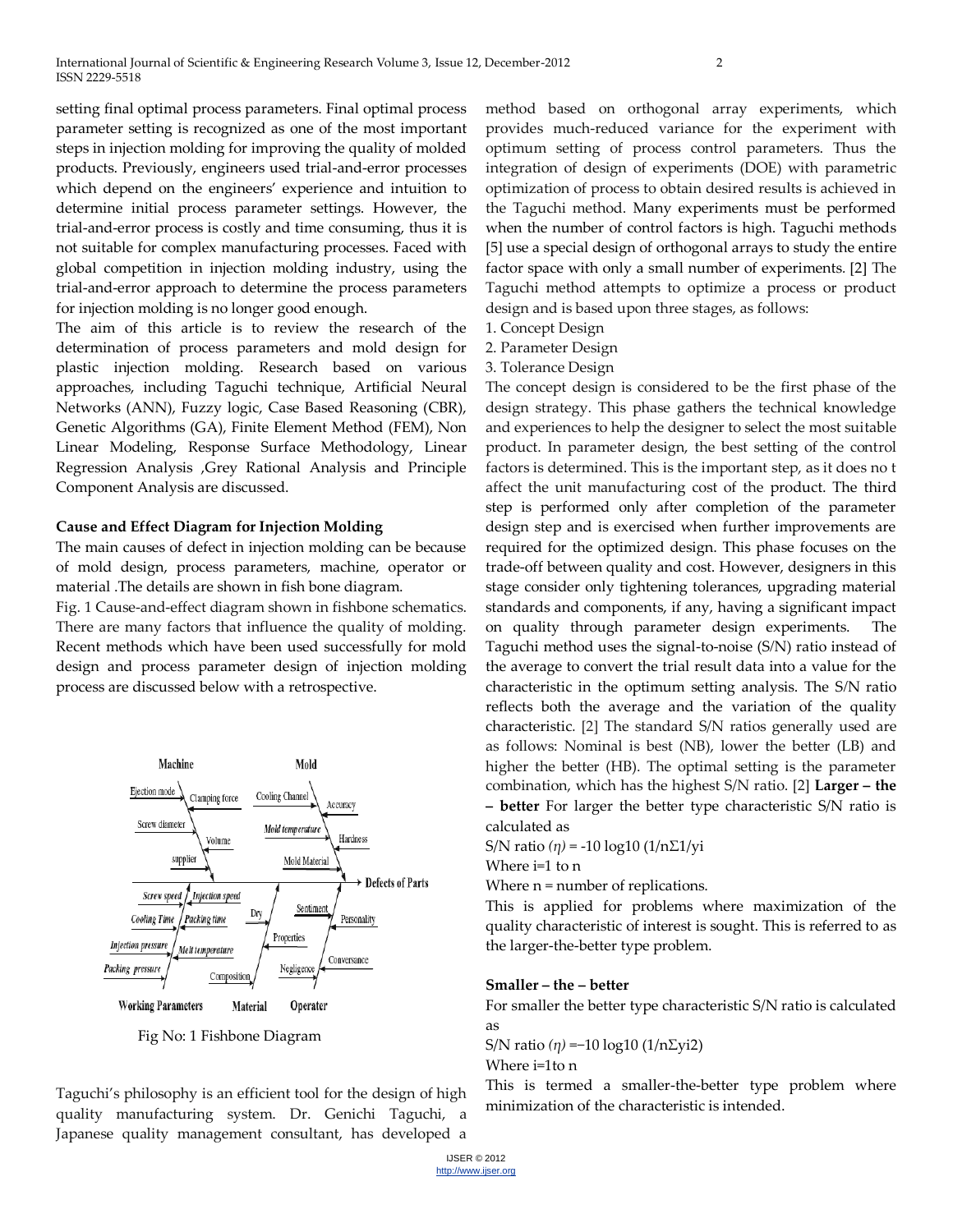setting final optimal process parameters. Final optimal process parameter setting is recognized as one of the most important steps in injection molding for improving the quality of molded products. Previously, engineers used trial-and-error processes which depend on the engineers' experience and intuition to determine initial process parameter settings. However, the trial-and-error process is costly and time consuming, thus it is not suitable for complex manufacturing processes. Faced with global competition in injection molding industry, using the trial-and-error approach to determine the process parameters for injection molding is no longer good enough.

The aim of this article is to review the research of the determination of process parameters and mold design for plastic injection molding. Research based on various approaches, including Taguchi technique, Artificial Neural Networks (ANN), Fuzzy logic, Case Based Reasoning (CBR), Genetic Algorithms (GA), Finite Element Method (FEM), Non Linear Modeling, Response Surface Methodology, Linear Regression Analysis ,Grey Rational Analysis and Principle Component Analysis are discussed.

**Cause and Effect Diagram for Injection Molding**

The main causes of defect in injection molding can be because of mold design, process parameters, machine, operator or material .The details are shown in fish bone diagram.

Fig. 1 Cause-and-effect diagram shown in fishbone schematics. There are many factors that influence the quality of molding. Recent methods which have been used successfully for mold design and process parameter design of injection molding process are discussed below with a retrospective.

Fig No: 1 Fishbone Diagram

Taguchi's philosophy is an efficient tool for the design of high quality manufacturing system. Dr. Genichi Taguchi, a Japanese quality management consultant, has developed a method based on orthogonal array experiments, which provides much-reduced variance for the experiment with optimum setting of process control parameters. Thus the integration of design of experiments (DOE) with parametric optimization of process to obtain desired results is achieved in the Taguchi method. Many experiments must be performed when the number of control factors is high. Taguchi methods [5] use a special design of orthogonal arrays to study the entire factor space with only a small number of experiments. [2] The Taguchi method attempts to optimize a process or product design and is based upon three stages, as follows:

1. Concept Design
2. Parameter Design
3. Tolerance Design

The concept design is considered to be the first phase of the design strategy. This phase gathers the technical knowledge and experiences to help the designer to select the most suitable product. In parameter design, the best setting of the control factors is determined. This is the important step, as it does no t affect the unit manufacturing cost of the product. The third step is performed only after completion of the parameter design step and is exercised when further improvements are required for the optimized design. This phase focuses on the trade-off between quality and cost. However, designers in this stage consider only tightening tolerances, upgrading material standards and components, if any, having a significant impact on quality through parameter design experiments. The Taguchi method uses the signal-to-noise (S/N) ratio instead of the average to convert the trial result data into a value for the characteristic in the optimum setting analysis. The S/N ratio reflects both the average and the variation of the quality characteristic. [2] The standard S/N ratios generally used are as follows: Nominal is best (NB), lower the better (LB) and higher the better (HB). The optimal setting is the parameter combination, which has the highest S/N ratio. [2] **Larger – the – better** For larger the better type characteristic S/N ratio is calculated as

S/N ratio $(\eta)$ = -10 log10 (1/nΣ1/yi

Where i=1 to n

Where n = number of replications.

This is applied for problems where maximization of the quality characteristic of interest is sought. This is referred to as the larger-the-better type problem.

**Smaller – the – better**

For smaller the better type characteristic S/N ratio is calculated as

S/N ratio $(\eta)$ =−10 log10 (1/nΣyi2)

Where i=1to n

This is termed a smaller-the-better type problem where minimization of the characteristic is intended.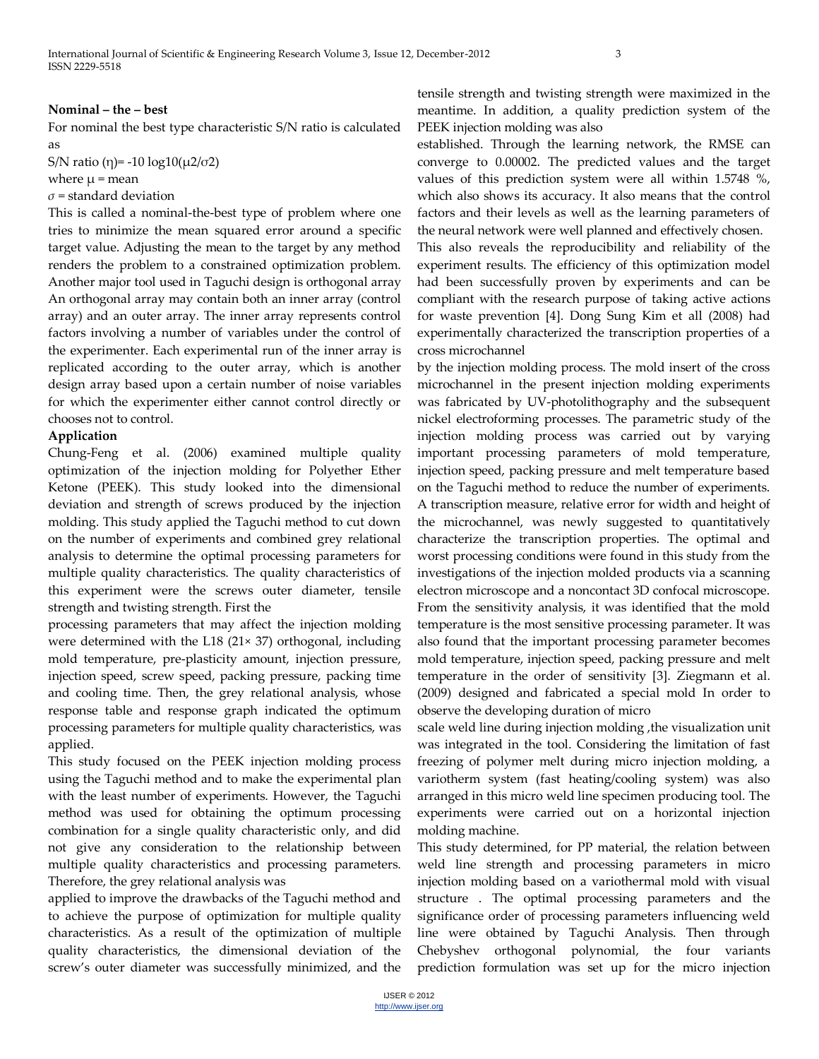**Nominal – the – best**

For nominal the best type characteristic S/N ratio is calculated as

S/N ratio (η)= -10 log10(μ2/σ2)

where μ = mean

σ = standard deviation

This is called a nominal-the-best type of problem where one tries to minimize the mean squared error around a specific target value. Adjusting the mean to the target by any method renders the problem to a constrained optimization problem. Another major tool used in Taguchi design is orthogonal array An orthogonal array may contain both an inner array (control array) and an outer array. The inner array represents control factors involving a number of variables under the control of the experimenter. Each experimental run of the inner array is replicated according to the outer array, which is another design array based upon a certain number of noise variables for which the experimenter either cannot control directly or chooses not to control.

**Application**

Chung-Feng et al. (2006) examined multiple quality optimization of the injection molding for Polyether Ether Ketone (PEEK). This study looked into the dimensional deviation and strength of screws produced by the injection molding. This study applied the Taguchi method to cut down on the number of experiments and combined grey relational analysis to determine the optimal processing parameters for multiple quality characteristics. The quality characteristics of this experiment were the screws outer diameter, tensile strength and twisting strength. First the processing parameters that may affect the injection molding were determined with the L18 (21× 37) orthogonal, including mold temperature, pre-plasticity amount, injection pressure, injection speed, screw speed, packing pressure, packing time and cooling time. Then, the grey relational analysis, whose response table and response graph indicated the optimum processing parameters for multiple quality characteristics, was applied.

This study focused on the PEEK injection molding process using the Taguchi method and to make the experimental plan with the least number of experiments. However, the Taguchi method was used for obtaining the optimum processing combination for a single quality characteristic only, and did not give any consideration to the relationship between multiple quality characteristics and processing parameters. Therefore, the grey relational analysis was applied to improve the drawbacks of the Taguchi method and to achieve the purpose of optimization for multiple quality characteristics. As a result of the optimization of multiple quality characteristics, the dimensional deviation of the screw's outer diameter was successfully minimized, and the tensile strength and twisting strength were maximized in the meantime. In addition, a quality prediction system of the PEEK injection molding was also established. Through the learning network, the RMSE can converge to 0.00002. The predicted values and the target values of this prediction system were all within 1.5748 %, which also shows its accuracy. It also means that the control factors and their levels as well as the learning parameters of the neural network were well planned and effectively chosen.

This also reveals the reproducibility and reliability of the experiment results. The efficiency of this optimization model had been successfully proven by experiments and can be compliant with the research purpose of taking active actions for waste prevention [4]. Dong Sung Kim et all (2008) had experimentally characterized the transcription properties of a cross microchannel by the injection molding process. The mold insert of the cross microchannel in the present injection molding experiments was fabricated by UV-photolithography and the subsequent nickel electroforming processes. The parametric study of the injection molding process was carried out by varying important processing parameters of mold temperature, injection speed, packing pressure and melt temperature based on the Taguchi method to reduce the number of experiments. A transcription measure, relative error for width and height of the microchannel, was newly suggested to quantitatively characterize the transcription properties. The optimal and worst processing conditions were found in this study from the investigations of the injection molded products via a scanning electron microscope and a noncontact 3D confocal microscope. From the sensitivity analysis, it was identified that the mold temperature is the most sensitive processing parameter. It was also found that the important processing parameter becomes mold temperature, injection speed, packing pressure and melt temperature in the order of sensitivity [3]. Ziegmann et al. (2009) designed and fabricated a special mold In order to observe the developing duration of micro scale weld line during injection molding ,the visualization unit was integrated in the tool. Considering the limitation of fast freezing of polymer melt during micro injection molding, a variotherm system (fast heating/cooling system) was also arranged in this micro weld line specimen producing tool. The experiments were carried out on a horizontal injection molding machine.

This study determined, for PP material, the relation between weld line strength and processing parameters in micro injection molding based on a variothermal mold with visual structure . The optimal processing parameters and the significance order of processing parameters influencing weld line were obtained by Taguchi Analysis. Then through Chebyshev orthogonal polynomial, the four variants prediction formulation was set up for the micro injection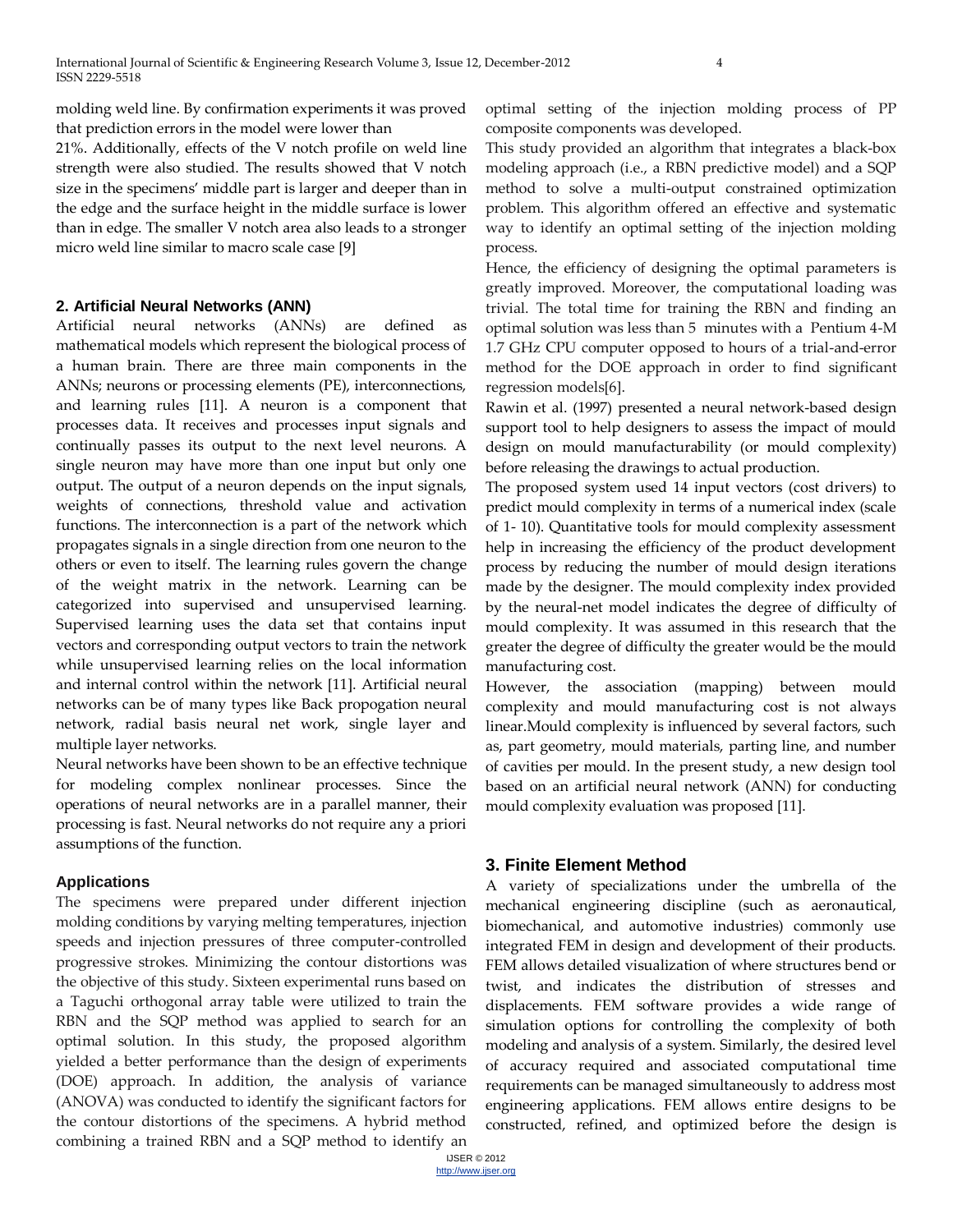molding weld line. By confirmation experiments it was proved that prediction errors in the model were lower than 21%. Additionally, effects of the V notch profile on weld line strength were also studied. The results showed that V notch size in the specimens' middle part is larger and deeper than in the edge and the surface height in the middle surface is lower than in edge. The smaller V notch area also leads to a stronger micro weld line similar to macro scale case [9]

## 2. Artificial Neural Networks (ANN)

Artificial neural networks (ANNs) are defined as mathematical models which represent the biological process of a human brain. There are three main components in the ANNs; neurons or processing elements (PE), interconnections, and learning rules [11]. A neuron is a component that processes data. It receives and processes input signals and continually passes its output to the next level neurons. A single neuron may have more than one input but only one output. The output of a neuron depends on the input signals, weights of connections, threshold value and activation functions. The interconnection is a part of the network which propagates signals in a single direction from one neuron to the others or even to itself. The learning rules govern the change of the weight matrix in the network. Learning can be categorized into supervised and unsupervised learning. Supervised learning uses the data set that contains input vectors and corresponding output vectors to train the network while unsupervised learning relies on the local information and internal control within the network [11]. Artificial neural networks can be of many types like Back propogation neural network, radial basis neural net work, single layer and multiple layer networks.

Neural networks have been shown to be an effective technique for modeling complex nonlinear processes. Since the operations of neural networks are in a parallel manner, their processing is fast. Neural networks do not require any a priori assumptions of the function.

### Applications

The specimens were prepared under different injection molding conditions by varying melting temperatures, injection speeds and injection pressures of three computer-controlled progressive strokes. Minimizing the contour distortions was the objective of this study. Sixteen experimental runs based on a Taguchi orthogonal array table were utilized to train the RBN and the SQP method was applied to search for an optimal solution. In this study, the proposed algorithm yielded a better performance than the design of experiments (DOE) approach. In addition, the analysis of variance (ANOVA) was conducted to identify the significant factors for the contour distortions of the specimens. A hybrid method combining a trained RBN and a SQP method to identify an optimal setting of the injection molding process of PP composite components was developed.

This study provided an algorithm that integrates a black-box modeling approach (i.e., a RBN predictive model) and a SQP method to solve a multi-output constrained optimization problem. This algorithm offered an effective and systematic way to identify an optimal setting of the injection molding process.

Hence, the efficiency of designing the optimal parameters is greatly improved. Moreover, the computational loading was trivial. The total time for training the RBN and finding an optimal solution was less than 5 minutes with a Pentium 4-M 1.7 GHz CPU computer opposed to hours of a trial-and-error method for the DOE approach in order to find significant regression models[6].

Rawin et al. (1997) presented a neural network-based design support tool to help designers to assess the impact of mould design on mould manufacturability (or mould complexity) before releasing the drawings to actual production.

The proposed system used 14 input vectors (cost drivers) to predict mould complexity in terms of a numerical index (scale of 1- 10). Quantitative tools for mould complexity assessment help in increasing the efficiency of the product development process by reducing the number of mould design iterations made by the designer. The mould complexity index provided by the neural-net model indicates the degree of difficulty of mould complexity. It was assumed in this research that the greater the degree of difficulty the greater would be the mould manufacturing cost.

However, the association (mapping) between mould complexity and mould manufacturing cost is not always linear.Mould complexity is influenced by several factors, such as, part geometry, mould materials, parting line, and number of cavities per mould. In the present study, a new design tool based on an artificial neural network (ANN) for conducting mould complexity evaluation was proposed [11].

## 3. Finite Element Method

A variety of specializations under the umbrella of the mechanical engineering discipline (such as aeronautical, biomechanical, and automotive industries) commonly use integrated FEM in design and development of their products. FEM allows detailed visualization of where structures bend or twist, and indicates the distribution of stresses and displacements. FEM software provides a wide range of simulation options for controlling the complexity of both modeling and analysis of a system. Similarly, the desired level of accuracy required and associated computational time requirements can be managed simultaneously to address most engineering applications. FEM allows entire designs to be constructed, refined, and optimized before the design is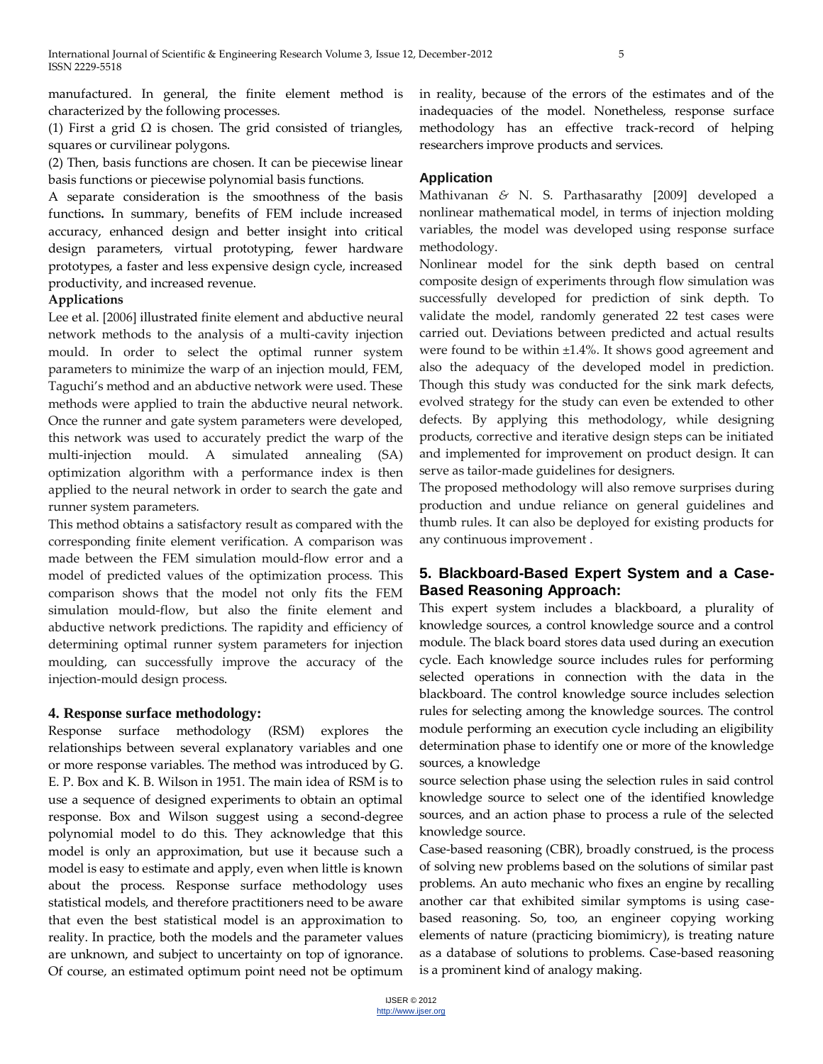manufactured. In general, the finite element method is characterized by the following processes.

(1) First a grid Ω is chosen. The grid consisted of triangles, squares or curvilinear polygons.

(2) Then, basis functions are chosen. It can be piecewise linear basis functions or piecewise polynomial basis functions.

A separate consideration is the smoothness of the basis functions**.** In summary, benefits of FEM include increased accuracy, enhanced design and better insight into critical design parameters, virtual prototyping, fewer hardware prototypes, a faster and less expensive design cycle, increased productivity, and increased revenue.

**Applications**

Lee et al. [2006] illustrated finite element and abductive neural network methods to the analysis of a multi-cavity injection mould. In order to select the optimal runner system parameters to minimize the warp of an injection mould, FEM, Taguchi's method and an abductive network were used. These methods were applied to train the abductive neural network. Once the runner and gate system parameters were developed, this network was used to accurately predict the warp of the multi-injection mould. A simulated annealing (SA) optimization algorithm with a performance index is then applied to the neural network in order to search the gate and runner system parameters.

This method obtains a satisfactory result as compared with the corresponding finite element verification. A comparison was made between the FEM simulation mould-flow error and a model of predicted values of the optimization process. This comparison shows that the model not only fits the FEM simulation mould-flow, but also the finite element and abductive network predictions. The rapidity and efficiency of determining optimal runner system parameters for injection moulding, can successfully improve the accuracy of the injection-mould design process.

## 4. Response surface methodology:

Response surface methodology (RSM) explores the relationships between several explanatory variables and one or more response variables. The method was introduced by G. E. P. Box and K. B. Wilson in 1951. The main idea of RSM is to use a sequence of designed experiments to obtain an optimal response. Box and Wilson suggest using a second-degree polynomial model to do this. They acknowledge that this model is only an approximation, but use it because such a model is easy to estimate and apply, even when little is known about the process. Response surface methodology uses statistical models, and therefore practitioners need to be aware that even the best statistical model is an approximation to reality. In practice, both the models and the parameter values are unknown, and subject to uncertainty on top of ignorance. Of course, an estimated optimum point need not be optimum in reality, because of the errors of the estimates and of the inadequacies of the model. Nonetheless, response surface methodology has an effective track-record of helping researchers improve products and services.

### Application

Mathivanan & N. S. Parthasarathy [2009] developed a nonlinear mathematical model, in terms of injection molding variables, the model was developed using response surface methodology.

Nonlinear model for the sink depth based on central composite design of experiments through flow simulation was successfully developed for prediction of sink depth. To validate the model, randomly generated 22 test cases were carried out. Deviations between predicted and actual results were found to be within ±1.4%. It shows good agreement and also the adequacy of the developed model in prediction. Though this study was conducted for the sink mark defects, evolved strategy for the study can even be extended to other defects. By applying this methodology, while designing products, corrective and iterative design steps can be initiated and implemented for improvement on product design. It can serve as tailor-made guidelines for designers.

The proposed methodology will also remove surprises during production and undue reliance on general guidelines and thumb rules. It can also be deployed for existing products for any continuous improvement .

## 5. Blackboard-Based Expert System and a Case-Based Reasoning Approach:

This expert system includes a blackboard, a plurality of knowledge sources, a control knowledge source and a control module. The black board stores data used during an execution cycle. Each knowledge source includes rules for performing selected operations in connection with the data in the blackboard. The control knowledge source includes selection rules for selecting among the knowledge sources. The control module performing an execution cycle including an eligibility determination phase to identify one or more of the knowledge sources, a knowledge source selection phase using the selection rules in said control knowledge source to select one of the identified knowledge sources, and an action phase to process a rule of the selected knowledge source.

Case-based reasoning (CBR), broadly construed, is the process of solving new problems based on the solutions of similar past problems. An auto mechanic who fixes an engine by recalling another car that exhibited similar symptoms is using case-based reasoning. So, too, an engineer copying working elements of nature (practicing biomimicry), is treating nature as a database of solutions to problems. Case-based reasoning is a prominent kind of analogy making.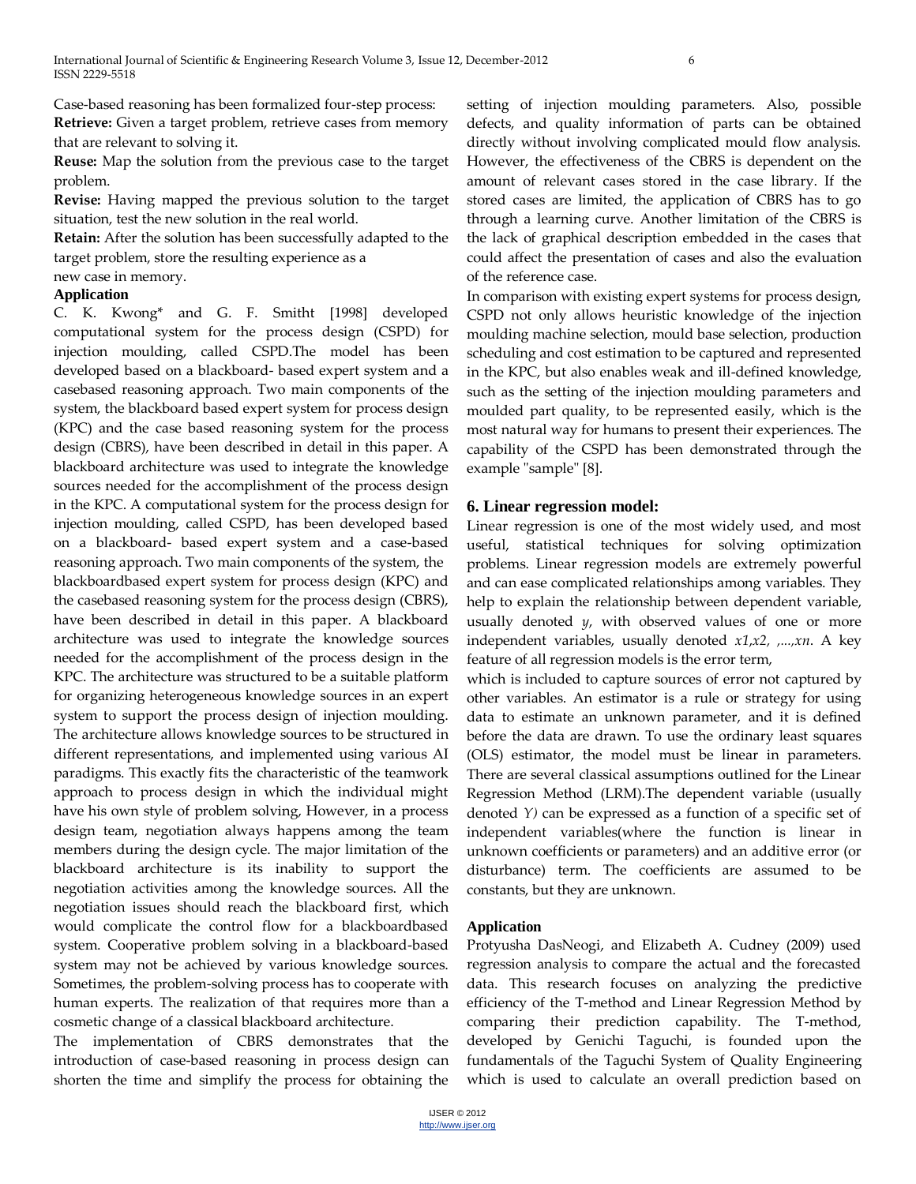Case-based reasoning has been formalized four-step process:

**Retrieve:** Given a target problem, retrieve cases from memory that are relevant to solving it.

**Reuse:** Map the solution from the previous case to the target problem.

**Revise:** Having mapped the previous solution to the target situation, test the new solution in the real world.

**Retain:** After the solution has been successfully adapted to the target problem, store the resulting experience as a new case in memory.

**Application**

C. K. Kwong* and G. F. Smitht [1998] developed computational system for the process design (CSPD) for injection moulding, called CSPD.The model has been developed based on a blackboard- based expert system and a casebased reasoning approach. Two main components of the system, the blackboard based expert system for process design (KPC) and the case based reasoning system for the process design (CBRS), have been described in detail in this paper. A blackboard architecture was used to integrate the knowledge sources needed for the accomplishment of the process design in the KPC. A computational system for the process design for injection moulding, called CSPD, has been developed based on a blackboard- based expert system and a case-based reasoning approach. Two main components of the system, the blackboardbased expert system for process design (KPC) and the casebased reasoning system for process design (CBRS), have been described in detail in this paper. A blackboard architecture was used to integrate the knowledge sources needed for the accomplishment of the process design in the KPC. The architecture was structured to be a suitable platform for organizing heterogeneous knowledge sources in an expert system to support the process design of injection moulding. The architecture allows knowledge sources to be structured in different representations, and implemented using various AI paradigms. This exactly fits the characteristic of the teamwork approach to process design in which the individual might have his own style of problem solving, However, in a process design team, negotiation always happens among the team members during the design cycle. The major limitation of the blackboard architecture is its inability to support the negotiation activities among the knowledge sources. All the negotiation issues should reach the blackboard first, which would complicate the control flow for a blackboardbased system. Cooperative problem solving in a blackboard-based system may not be achieved by various knowledge sources. Sometimes, the problem-solving process has to cooperate with human experts. The realization of that requires more than a cosmetic change of a classical blackboard architecture.

The implementation of CBRS demonstrates that the introduction of case-based reasoning in process design can shorten the time and simplify the process for obtaining the setting of injection moulding parameters. Also, possible defects, and quality information of parts can be obtained directly without involving complicated mould flow analysis. However, the effectiveness of the CBRS is dependent on the amount of relevant cases stored in the case library. If the stored cases are limited, the application of CBRS has to go through a learning curve. Another limitation of the CBRS is the lack of graphical description embedded in the cases that could affect the presentation of cases and also the evaluation of the reference case.

In comparison with existing expert systems for process design, CSPD not only allows heuristic knowledge of the injection moulding machine selection, mould base selection, production scheduling and cost estimation to be captured and represented in the KPC, but also enables weak and ill-defined knowledge, such as the setting of the injection moulding parameters and moulded part quality, to be represented easily, which is the most natural way for humans to present their experiences. The capability of the CSPD has been demonstrated through the example "sample" [8].

## 6. Linear regression model:

Linear regression is one of the most widely used, and most useful, statistical techniques for solving optimization problems. Linear regression models are extremely powerful and can ease complicated relationships among variables. They help to explain the relationship between dependent variable, usually denoted $y$, with observed values of one or more independent variables, usually denoted $x1,x2, ,...,xn$. A key feature of all regression models is the error term, which is included to capture sources of error not captured by other variables. An estimator is a rule or strategy for using data to estimate an unknown parameter, and it is defined before the data are drawn. To use the ordinary least squares (OLS) estimator, the model must be linear in parameters. There are several classical assumptions outlined for the Linear Regression Method (LRM).The dependent variable (usually denoted $Y$) can be expressed as a function of a specific set of independent variables(where the function is linear in unknown coefficients or parameters) and an additive error (or disturbance) term. The coefficients are assumed to be constants, but they are unknown.

**Application**

Protyusha DasNeogi, and Elizabeth A. Cudney (2009) used regression analysis to compare the actual and the forecasted data. This research focuses on analyzing the predictive efficiency of the T-method and Linear Regression Method by comparing their prediction capability. The T-method, developed by Genichi Taguchi, is founded upon the fundamentals of the Taguchi System of Quality Engineering which is used to calculate an overall prediction based on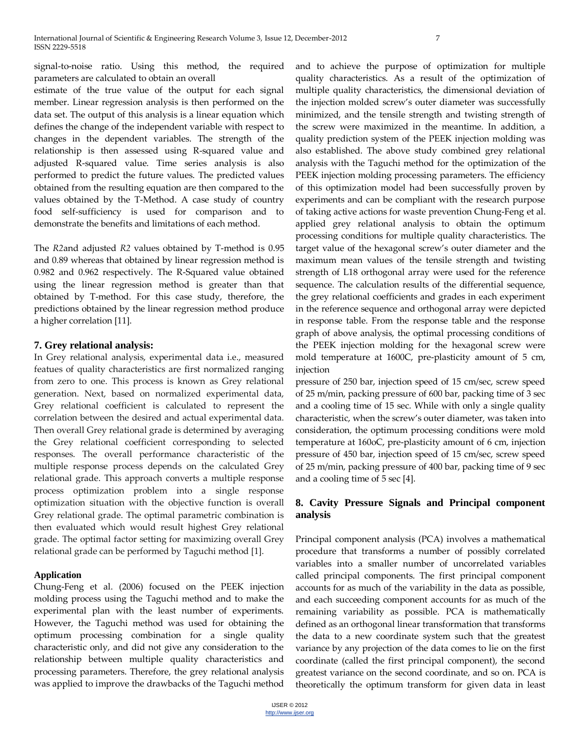signal-to-noise ratio. Using this method, the required parameters are calculated to obtain an overall estimate of the true value of the output for each signal member. Linear regression analysis is then performed on the data set. The output of this analysis is a linear equation which defines the change of the independent variable with respect to changes in the dependent variables. The strength of the relationship is then assessed using R-squared value and adjusted R-squared value. Time series analysis is also performed to predict the future values. The predicted values obtained from the resulting equation are then compared to the values obtained by the T-Method. A case study of country food self-sufficiency is used for comparison and to demonstrate the benefits and limitations of each method.

The $R2$and adjusted $R2$ values obtained by T-method is 0.95 and 0.89 whereas that obtained by linear regression method is 0.982 and 0.962 respectively. The R-Squared value obtained using the linear regression method is greater than that obtained by T-method. For this case study, therefore, the predictions obtained by the linear regression method produce a higher correlation [11].

## 7. Grey relational analysis:

In Grey relational analysis, experimental data i.e., measured featues of quality characteristics are first normalized ranging from zero to one. This process is known as Grey relational generation. Next, based on normalized experimental data, Grey relational coefficient is calculated to represent the correlation between the desired and actual experimental data. Then overall Grey relational grade is determined by averaging the Grey relational coefficient corresponding to selected responses. The overall performance characteristic of the multiple response process depends on the calculated Grey relational grade. This approach converts a multiple response process optimization problem into a single response optimization situation with the objective function is overall Grey relational grade. The optimal parametric combination is then evaluated which would result highest Grey relational grade. The optimal factor setting for maximizing overall Grey relational grade can be performed by Taguchi method [1].

**Application**

Chung-Feng et al. (2006) focused on the PEEK injection molding process using the Taguchi method and to make the experimental plan with the least number of experiments. However, the Taguchi method was used for obtaining the optimum processing combination for a single quality characteristic only, and did not give any consideration to the relationship between multiple quality characteristics and processing parameters. Therefore, the grey relational analysis was applied to improve the drawbacks of the Taguchi method and to achieve the purpose of optimization for multiple quality characteristics. As a result of the optimization of multiple quality characteristics, the dimensional deviation of the injection molded screw's outer diameter was successfully minimized, and the tensile strength and twisting strength of the screw were maximized in the meantime. In addition, a quality prediction system of the PEEK injection molding was also established. The above study combined grey relational analysis with the Taguchi method for the optimization of the PEEK injection molding processing parameters. The efficiency of this optimization model had been successfully proven by experiments and can be compliant with the research purpose of taking active actions for waste prevention Chung-Feng et al. applied grey relational analysis to obtain the optimum processing conditions for multiple quality characteristics. The target value of the hexagonal screw's outer diameter and the maximum mean values of the tensile strength and twisting strength of L18 orthogonal array were used for the reference sequence. The calculation results of the differential sequence, the grey relational coefficients and grades in each experiment in the reference sequence and orthogonal array were depicted in response table. From the response table and the response graph of above analysis, the optimal processing conditions of the PEEK injection molding for the hexagonal screw were mold temperature at 1600C, pre-plasticity amount of 5 cm, injection pressure of 250 bar, injection speed of 15 cm/sec, screw speed of 25 m/min, packing pressure of 600 bar, packing time of 3 sec and a cooling time of 15 sec. While with only a single quality characteristic, when the screw's outer diameter, was taken into consideration, the optimum processing conditions were mold temperature at 160oC, pre-plasticity amount of 6 cm, injection pressure of 450 bar, injection speed of 15 cm/sec, screw speed of 25 m/min, packing pressure of 400 bar, packing time of 9 sec and a cooling time of 5 sec [4].

## 8. Cavity Pressure Signals and Principal component analysis

Principal component analysis (PCA) involves a mathematical procedure that transforms a number of possibly correlated variables into a smaller number of uncorrelated variables called principal components. The first principal component accounts for as much of the variability in the data as possible, and each succeeding component accounts for as much of the remaining variability as possible. PCA is mathematically defined as an orthogonal linear transformation that transforms the data to a new coordinate system such that the greatest variance by any projection of the data comes to lie on the first coordinate (called the first principal component), the second greatest variance on the second coordinate, and so on. PCA is theoretically the optimum transform for given data in least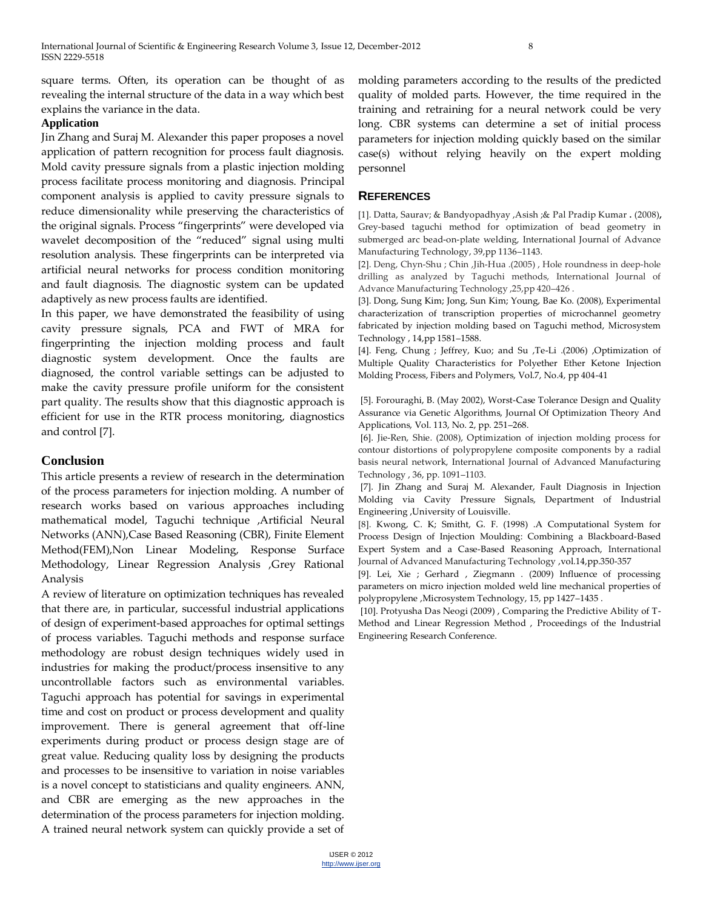square terms. Often, its operation can be thought of as revealing the internal structure of the data in a way which best explains the variance in the data.

**Application**

Jin Zhang and Suraj M. Alexander this paper proposes a novel application of pattern recognition for process fault diagnosis. Mold cavity pressure signals from a plastic injection molding process facilitate process monitoring and diagnosis. Principal component analysis is applied to cavity pressure signals to reduce dimensionality while preserving the characteristics of the original signals. Process "fingerprints" were developed via wavelet decomposition of the "reduced" signal using multi resolution analysis. These fingerprints can be interpreted via artificial neural networks for process condition monitoring and fault diagnosis. The diagnostic system can be updated adaptively as new process faults are identified.

In this paper, we have demonstrated the feasibility of using cavity pressure signals, PCA and FWT of MRA for fingerprinting the injection molding process and fault diagnostic system development. Once the faults are diagnosed, the control variable settings can be adjusted to make the cavity pressure profile uniform for the consistent part quality. The results show that this diagnostic approach is efficient for use in the RTR process monitoring, diagnostics and control [7].

## Conclusion

This article presents a review of research in the determination of the process parameters for injection molding. A number of research works based on various approaches including mathematical model, Taguchi technique ,Artificial Neural Networks (ANN),Case Based Reasoning (CBR), Finite Element Method(FEM),Non Linear Modeling, Response Surface Methodology, Linear Regression Analysis ,Grey Rational Analysis

A review of literature on optimization techniques has revealed that there are, in particular, successful industrial applications of design of experiment-based approaches for optimal settings of process variables. Taguchi methods and response surface methodology are robust design techniques widely used in industries for making the product/process insensitive to any uncontrollable factors such as environmental variables. Taguchi approach has potential for savings in experimental time and cost on product or process development and quality improvement. There is general agreement that off-line experiments during product or process design stage are of great value. Reducing quality loss by designing the products and processes to be insensitive to variation in noise variables is a novel concept to statisticians and quality engineers. ANN, and CBR are emerging as the new approaches in the determination of the process parameters for injection molding. A trained neural network system can quickly provide a set of molding parameters according to the results of the predicted quality of molded parts. However, the time required in the training and retraining for a neural network could be very long. CBR systems can determine a set of initial process parameters for injection molding quickly based on the similar case(s) without relying heavily on the expert molding personnel

## REFERENCES

[1]. Datta, Saurav; & Bandyopadhyay ,Asish ;& Pal Pradip Kumar **.** (2008)**,** Grey-based taguchi method for optimization of bead geometry in submerged arc bead-on-plate welding, International Journal of Advance Manufacturing Technology, 39,pp 1136–1143.

[2]. Deng, Chyn-Shu ; Chin ,Jih-Hua .(2005) , Hole roundness in deep-hole drilling as analyzed by Taguchi methods, International Journal of Advance Manufacturing Technology ,25,pp 420–426 .

[3]. Dong, Sung Kim; Jong, Sun Kim; Young, Bae Ko. (2008), Experimental characterization of transcription properties of microchannel geometry fabricated by injection molding based on Taguchi method, Microsystem Technology , 14,pp 1581–1588.

[4]. Feng, Chung ; Jeffrey, Kuo; and Su ,Te-Li .(2006) ,Optimization of Multiple Quality Characteristics for Polyether Ether Ketone Injection Molding Process, Fibers and Polymers, Vol.7, No.4, pp 404-41

[5]. Forouraghi, B. (May 2002), Worst-Case Tolerance Design and Quality Assurance via Genetic Algorithms, Journal Of Optimization Theory And Applications, Vol. 113, No. 2, pp. 251–268.

[6]. Jie-Ren, Shie. (2008), Optimization of injection molding process for contour distortions of polypropylene composite components by a radial basis neural network, International Journal of Advanced Manufacturing Technology , 36, pp. 1091–1103.

[7]. Jin Zhang and Suraj M. Alexander, Fault Diagnosis in Injection Molding via Cavity Pressure Signals, Department of Industrial Engineering ,University of Louisville.

[8]. Kwong, C. K; Smitht, G. F. (1998) .A Computational System for Process Design of Injection Moulding: Combining a Blackboard-Based Expert System and a Case-Based Reasoning Approach, International Journal of Advanced Manufacturing Technology ,vol.14,pp.350-357

[9]. Lei, Xie ; Gerhard , Ziegmann . (2009) Influence of processing parameters on micro injection molded weld line mechanical properties of polypropylene ,Microsystem Technology, 15, pp 1427–1435 .

[10]. Protyusha Das Neogi (2009) , Comparing the Predictive Ability of T-Method and Linear Regression Method , Proceedings of the Industrial Engineering Research Conference.